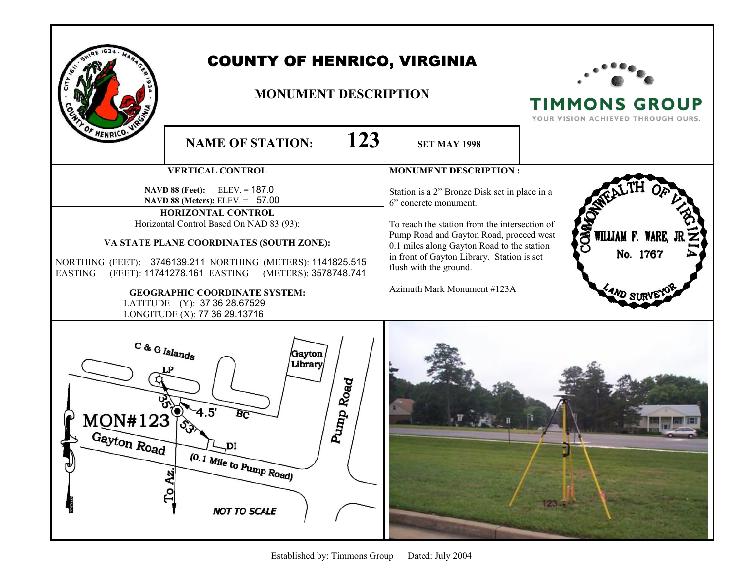# COUNTY OF HENRICO, VIRGINIA

## MONUMENT DESCRIPTION

TIMMONS GROUP
YOUR VISION ACHIEVED THROUGH OURS.

**NAME OF STATION:** **123** **SET MAY 1998**

### VERTICAL CONTROL

**NAVD 88 (Feet):** ELEV. = 187.0
**NAVD 88 (Meters):** ELEV. = 57.00

### HORIZONTAL CONTROL

Horizontal Control Based On NAD 83 (93):

**VA STATE PLANE COORDINATES (SOUTH ZONE):**

NORTHING (FEET): 3746139.211 NORTHING (METERS): 1141825.515
EASTING (FEET): 11741278.161 EASTING (METERS): 3578748.741

**GEOGRAPHIC COORDINATE SYSTEM:**

LATITUDE (Y): 37 36 28.67529
LONGITUDE (X): 77 36 29.13716

### MONUMENT DESCRIPTION :

Station is a 2" Bronze Disk set in place in a 6" concrete monument.

To reach the station from the intersection of Pump Road and Gayton Road, proceed west 0.1 miles along Gayton Road to the station in front of Gayton Library. Station is set flush with the ground.

Azimuth Mark Monument #123A

COMMONWEALTH OF VIRGINIA
WILLIAM F. WARE, JR.
No. 1767
LAND SURVEYOR

C & G Islands
LP
Gayton Library
Pump Road
35'
4.5'
BC
MON#123
53'
DI
Gayton Road
(0.1 Mile to Pump Road)
To Az.
NOT TO SCALE

123

Established by: Timmons Group Dated: July 2004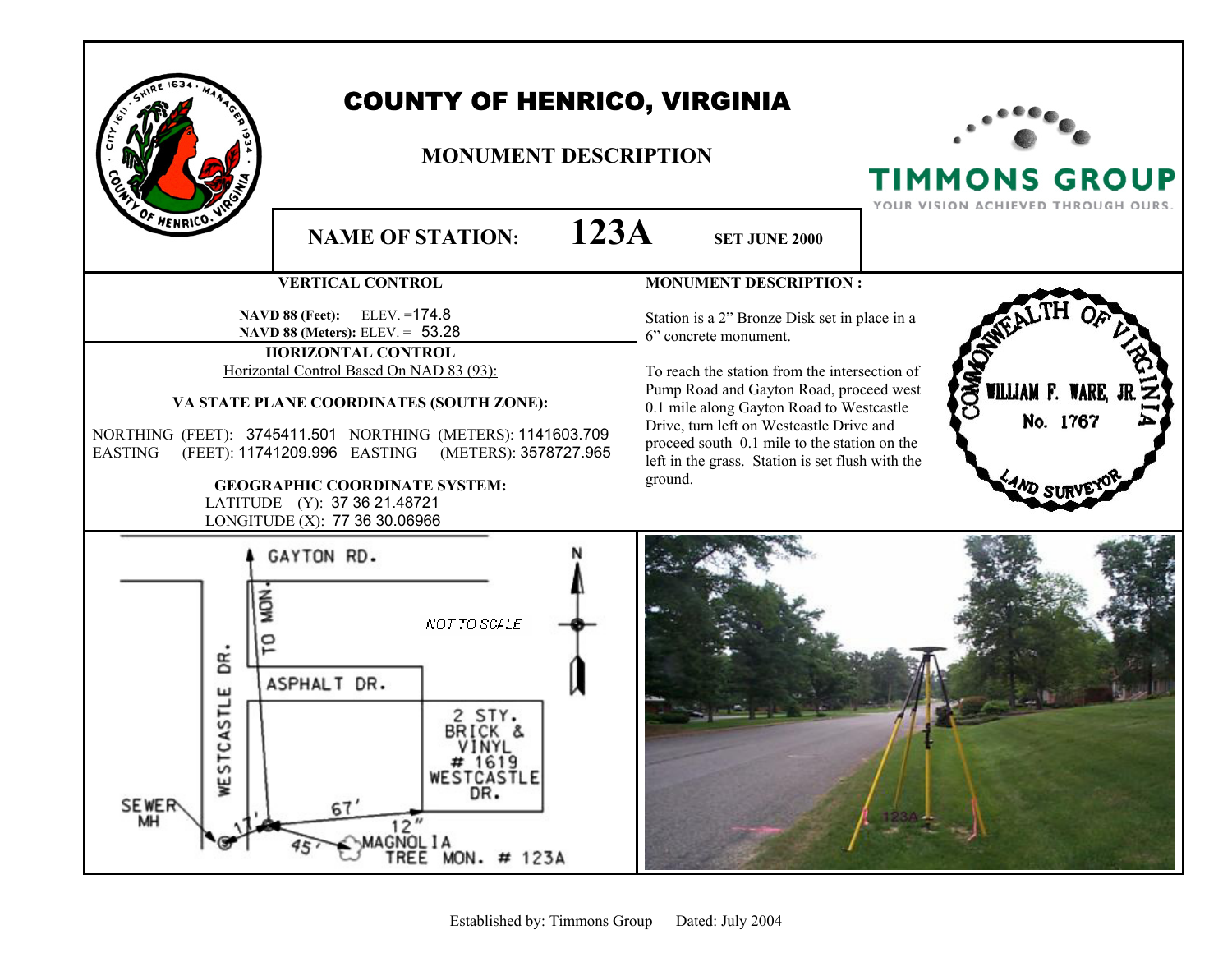# COUNTY OF HENRICO, VIRGINIA

## MONUMENT DESCRIPTION

TIMMONS GROUP
YOUR VISION ACHIEVED THROUGH OURS.

**NAME OF STATION: 123A** **SET JUNE 2000**

### VERTICAL CONTROL

**NAVD 88 (Feet):** ELEV. =174.8
**NAVD 88 (Meters):** ELEV. = 53.28

### HORIZONTAL CONTROL

Horizontal Control Based On NAD 83 (93):

**VA STATE PLANE COORDINATES (SOUTH ZONE):**

NORTHING (FEET): 3745411.501 NORTHING (METERS): 1141603.709
EASTING (FEET): 11741209.996 EASTING (METERS): 3578727.965

**GEOGRAPHIC COORDINATE SYSTEM:**

LATITUDE (Y): 37 36 21.48721
LONGITUDE (X): 77 36 30.06966

### MONUMENT DESCRIPTION :

Station is a 2" Bronze Disk set in place in a 6" concrete monument.

To reach the station from the intersection of Pump Road and Gayton Road, proceed west 0.1 mile along Gayton Road to Westcastle Drive, turn left on Westcastle Drive and proceed south 0.1 mile to the station on the left in the grass. Station is set flush with the ground.

COMMONWEALTH OF VIRGINIA
WILLIAM F. WARE, JR.
No. 1767
LAND SURVEYOR

GAYTON RD.
TO MON.
NOT TO SCALE
N
WESTCASTLE DR.
ASPHALT DR.
2 STY. BRICK & VINYL # 1619 WESTCASTLE DR.
SEWER MH
17'
67'
45'
12" MAGNOLIA TREE
MON. # 123A

123A

Established by: Timmons Group Dated: July 2004